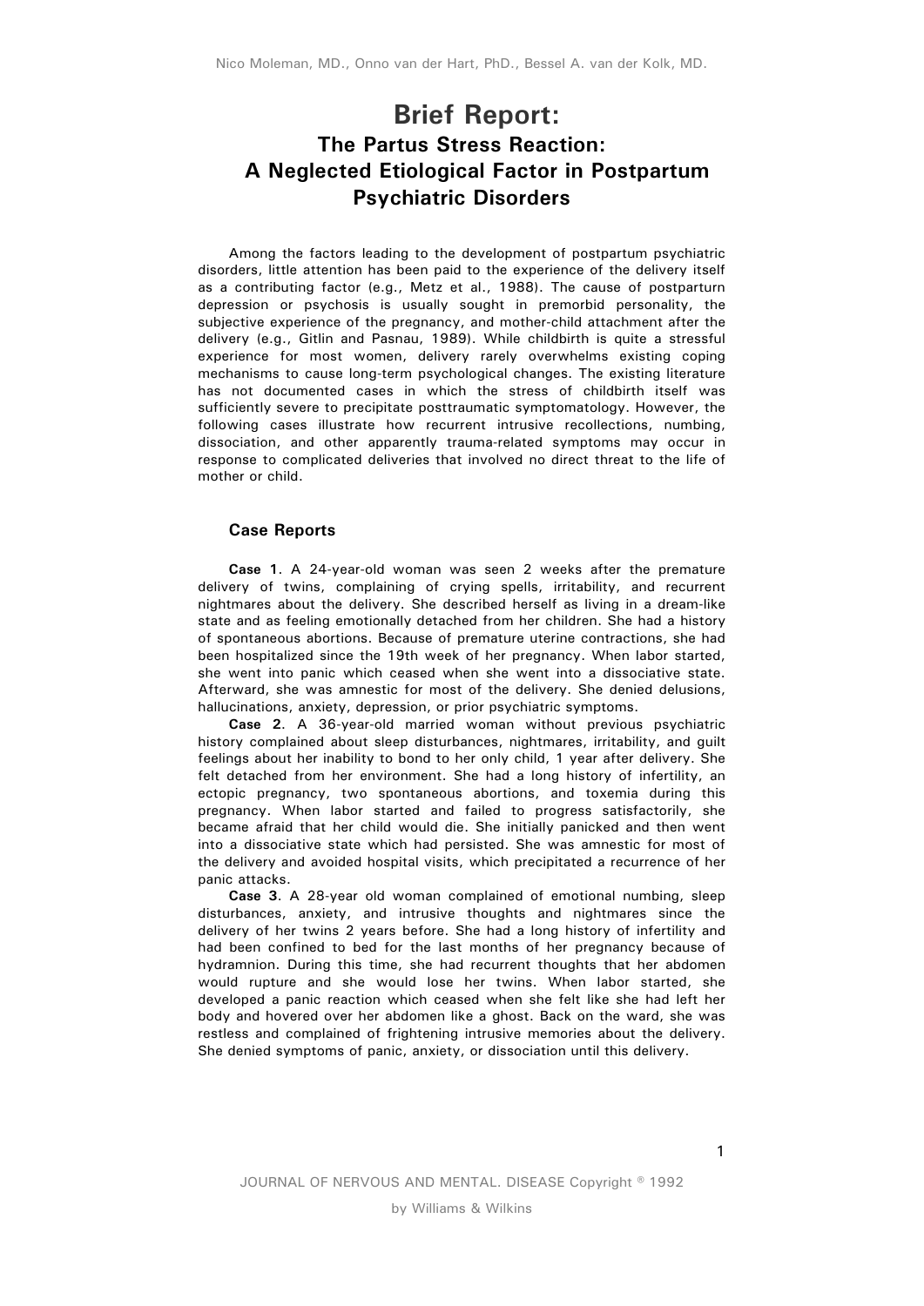# Brief Report:

## The Partus Stress Reaction: A Neglected Etiological Factor in Postpartum Psychiatric Disorders

Among the factors leading to the development of postpartum psychiatric disorders, little attention has been paid to the experience of the delivery itself as a contributing factor (e.g., Metz et al., 1988). The cause of postparturn depression or psychosis is usually sought in premorbid personality, the subjective experience of the pregnancy, and mother-child attachment after the delivery (e.g., Gitlin and Pasnau, 1989). While childbirth is quite a stressful experience for most women, delivery rarely overwhelms existing coping mechanisms to cause long-term psychological changes. The existing literature has not documented cases in which the stress of childbirth itself was sufficiently severe to precipitate posttraumatic symptomatology. However, the following cases illustrate how recurrent intrusive recollections, numbing, dissociation, and other apparently trauma-related symptoms may occur in response to complicated deliveries that involved no direct threat to the life of mother or child.

### Case Reports

**Case 1**. A 24-year-old woman was seen 2 weeks after the premature delivery of twins, complaining of crying spells, irritability, and recurrent nightmares about the delivery. She described herself as living in a dream-like state and as feeling emotionally detached from her children. She had a history of spontaneous abortions. Because of premature uterine contractions, she had been hospitalized since the 19th week of her pregnancy. When labor started, she went into panic which ceased when she went into a dissociative state. Afterward, she was amnestic for most of the delivery. She denied delusions, hallucinations, anxiety, depression, or prior psychiatric symptoms.

**Case 2**. A 36-year-old married woman without previous psychiatric history complained about sleep disturbances, nightmares, irritability, and guilt feelings about her inability to bond to her only child, 1 year after delivery. She felt detached from her environment. She had a long history of infertility, an ectopic pregnancy, two spontaneous abortions, and toxemia during this pregnancy. When labor started and failed to progress satisfactorily, she became afraid that her child would die. She initially panicked and then went into a dissociative state which had persisted. She was amnestic for most of the delivery and avoided hospital visits, which precipitated a recurrence of her panic attacks.

**Case 3**. A 28-year old woman complained of emotional numbing, sleep disturbances, anxiety, and intrusive thoughts and nightmares since the delivery of her twins 2 years before. She had a long history of infertility and had been confined to bed for the last months of her pregnancy because of hydramnion. During this time, she had recurrent thoughts that her abdomen would rupture and she would lose her twins. When labor started, she developed a panic reaction which ceased when she felt like she had left her body and hovered over her abdomen like a ghost. Back on the ward, she was restless and complained of frightening intrusive memories about the delivery. She denied symptoms of panic, anxiety, or dissociation until this delivery.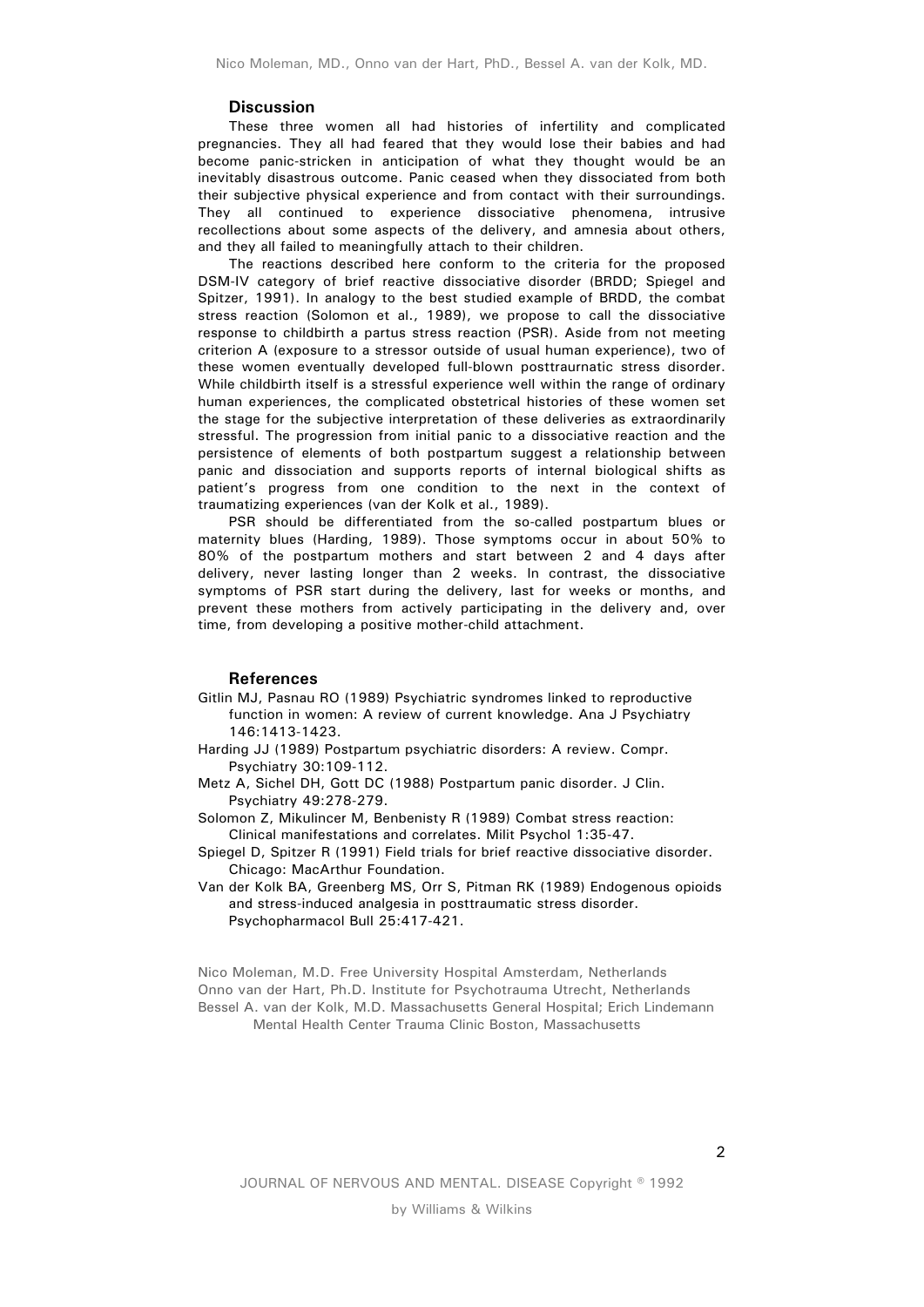## Discussion

These three women all had histories of infertility and complicated pregnancies. They all had feared that they would lose their babies and had become panic-stricken in anticipation of what they thought would be an inevitably disastrous outcome. Panic ceased when they dissociated from both their subjective physical experience and from contact with their surroundings. They all continued to experience dissociative phenomena, intrusive recollections about some aspects of the delivery, and amnesia about others, and they all failed to meaningfully attach to their children.

The reactions described here conform to the criteria for the proposed DSM-IV category of brief reactive dissociative disorder (BRDD; Spiegel and Spitzer, 1991). In analogy to the best studied example of BRDD, the combat stress reaction (Solomon et al., 1989), we propose to call the dissociative response to childbirth a partus stress reaction (PSR). Aside from not meeting criterion A (exposure to a stressor outside of usual human experience), two of these women eventually developed full-blown posttraurnatic stress disorder. While childbirth itself is a stressful experience well within the range of ordinary human experiences, the complicated obstetrical histories of these women set the stage for the subjective interpretation of these deliveries as extraordinarily stressful. The progression from initial panic to a dissociative reaction and the persistence of elements of both postpartum suggest a relationship between panic and dissociation and supports reports of internal biological shifts as patient's progress from one condition to the next in the context of traumatizing experiences (van der Kolk et al., 1989).

PSR should be differentiated from the so-called postpartum blues or maternity blues (Harding, 1989). Those symptoms occur in about 50% to 80% of the postpartum mothers and start between 2 and 4 days after delivery, never lasting longer than 2 weeks. In contrast, the dissociative symptoms of PSR start during the delivery, last for weeks or months, and prevent these mothers from actively participating in the delivery and, over time, from developing a positive mother-child attachment.

## References

Gitlin MJ, Pasnau RO (1989) Psychiatric syndromes linked to reproductive function in women: A review of current knowledge. Ana J Psychiatry 146:1413-1423.

Harding JJ (1989) Postpartum psychiatric disorders: A review. Compr. Psychiatry 30:109-112.

Metz A, Sichel DH, Gott DC (1988) Postpartum panic disorder. J Clin. Psychiatry 49:278-279.

Solomon Z, Mikulincer M, Benbenisty R (1989) Combat stress reaction: Clinical manifestations and correlates. Milit Psychol 1:35-47.

Spiegel D, Spitzer R (1991) Field trials for brief reactive dissociative disorder. Chicago: MacArthur Foundation.

Van der Kolk BA, Greenberg MS, Orr S, Pitman RK (1989) Endogenous opioids and stress-induced analgesia in posttraumatic stress disorder. Psychopharmacol Bull 25:417-421.

Nico Moleman, M.D. Free University Hospital Amsterdam, Netherlands
Onno van der Hart, Ph.D. Institute for Psychotrauma Utrecht, Netherlands
Bessel A. van der Kolk, M.D. Massachusetts General Hospital; Erich Lindemann Mental Health Center Trauma Clinic Boston, Massachusetts